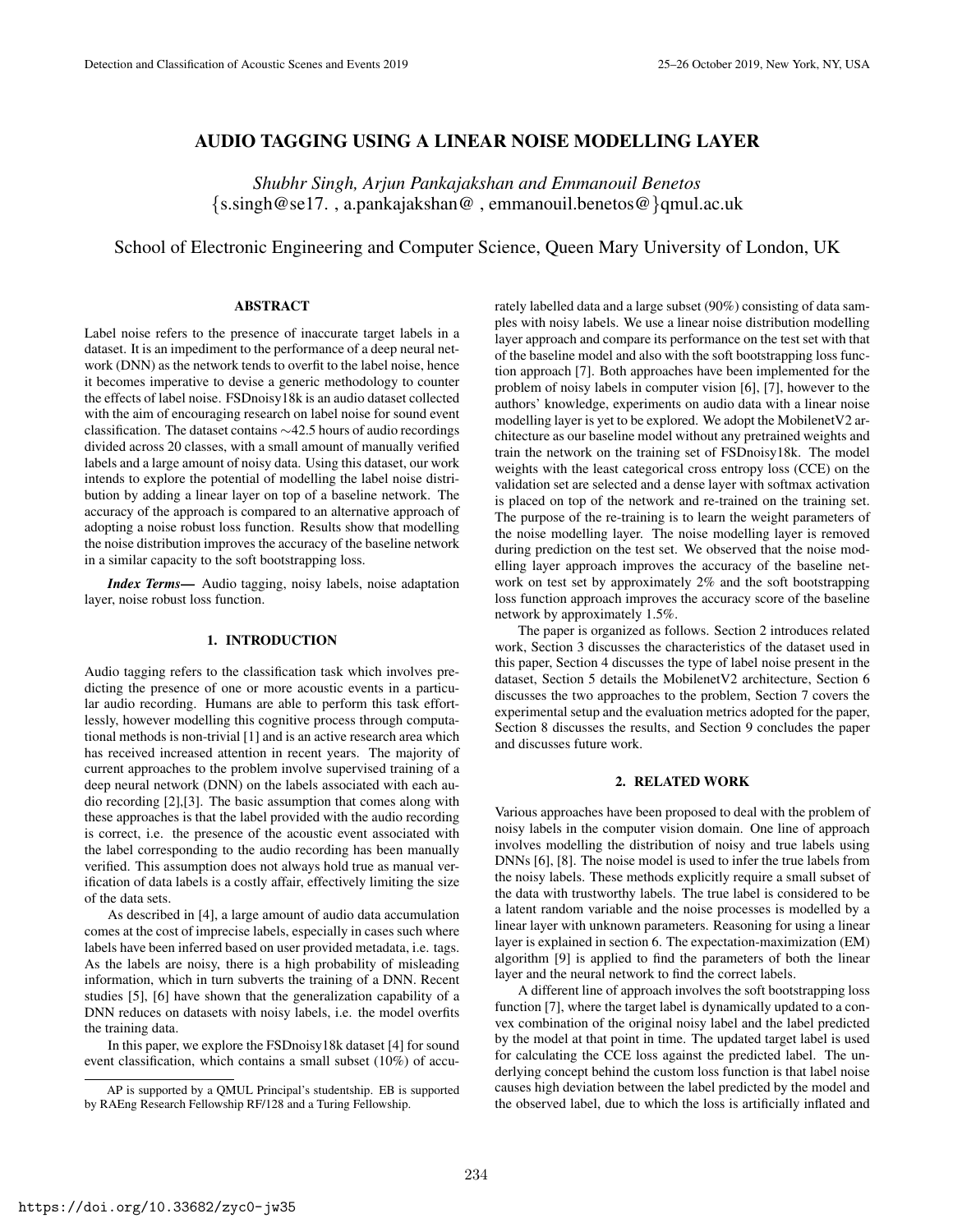# AUDIO TAGGING USING A LINEAR NOISE MODELLING LAYER

*Shubhr Singh, Arjun Pankajakshan and Emmanouil Benetos*
{s.singh@se17. , a.pankajakshan@ , emmanouil.benetos@}qmul.ac.uk

School of Electronic Engineering and Computer Science, Queen Mary University of London, UK

## ABSTRACT

Label noise refers to the presence of inaccurate target labels in a dataset. It is an impediment to the performance of a deep neural network (DNN) as the network tends to overfit to the label noise, hence it becomes imperative to devise a generic methodology to counter the effects of label noise. FSDnoisy18k is an audio dataset collected with the aim of encouraging research on label noise for sound event classification. The dataset contains ∼42.5 hours of audio recordings divided across 20 classes, with a small amount of manually verified labels and a large amount of noisy data. Using this dataset, our work intends to explore the potential of modelling the label noise distribution by adding a linear layer on top of a baseline network. The accuracy of the approach is compared to an alternative approach of adopting a noise robust loss function. Results show that modelling the noise distribution improves the accuracy of the baseline network in a similar capacity to the soft bootstrapping loss.

***Index Terms—*** Audio tagging, noisy labels, noise adaptation layer, noise robust loss function.

## 1. INTRODUCTION

Audio tagging refers to the classification task which involves predicting the presence of one or more acoustic events in a particular audio recording. Humans are able to perform this task effortlessly, however modelling this cognitive process through computational methods is non-trivial [1] and is an active research area which has received increased attention in recent years. The majority of current approaches to the problem involve supervised training of a deep neural network (DNN) on the labels associated with each audio recording [2],[3]. The basic assumption that comes along with these approaches is that the label provided with the audio recording is correct, i.e. the presence of the acoustic event associated with the label corresponding to the audio recording has been manually verified. This assumption does not always hold true as manual verification of data labels is a costly affair, effectively limiting the size of the data sets.

As described in [4], a large amount of audio data accumulation comes at the cost of imprecise labels, especially in cases such where labels have been inferred based on user provided metadata, i.e. tags. As the labels are noisy, there is a high probability of misleading information, which in turn subverts the training of a DNN. Recent studies [5], [6] have shown that the generalization capability of a DNN reduces on datasets with noisy labels, i.e. the model overfits the training data.

In this paper, we explore the FSDnoisy18k dataset [4] for sound event classification, which contains a small subset (10%) of accurately labelled data and a large subset (90%) consisting of data samples with noisy labels. We use a linear noise distribution modelling layer approach and compare its performance on the test set with that of the baseline model and also with the soft bootstrapping loss function approach [7]. Both approaches have been implemented for the problem of noisy labels in computer vision [6], [7], however to the authors' knowledge, experiments on audio data with a linear noise modelling layer is yet to be explored. We adopt the MobilenetV2 architecture as our baseline model without any pretrained weights and train the network on the training set of FSDnoisy18k. The model weights with the least categorical cross entropy loss (CCE) on the validation set are selected and a dense layer with softmax activation is placed on top of the network and re-trained on the training set. The purpose of the re-training is to learn the weight parameters of the noise modelling layer. The noise modelling layer is removed during prediction on the test set. We observed that the noise modelling layer approach improves the accuracy of the baseline network on test set by approximately 2% and the soft bootstrapping loss function approach improves the accuracy score of the baseline network by approximately 1.5%.

The paper is organized as follows. Section 2 introduces related work, Section 3 discusses the characteristics of the dataset used in this paper, Section 4 discusses the type of label noise present in the dataset, Section 5 details the MobilenetV2 architecture, Section 6 discusses the two approaches to the problem, Section 7 covers the experimental setup and the evaluation metrics adopted for the paper, Section 8 discusses the results, and Section 9 concludes the paper and discusses future work.

## 2. RELATED WORK

Various approaches have been proposed to deal with the problem of noisy labels in the computer vision domain. One line of approach involves modelling the distribution of noisy and true labels using DNNs [6], [8]. The noise model is used to infer the true labels from the noisy labels. These methods explicitly require a small subset of the data with trustworthy labels. The true label is considered to be a latent random variable and the noise processes is modelled by a linear layer with unknown parameters. Reasoning for using a linear layer is explained in section 6. The expectation-maximization (EM) algorithm [9] is applied to find the parameters of both the linear layer and the neural network to find the correct labels.

A different line of approach involves the soft bootstrapping loss function [7], where the target label is dynamically updated to a convex combination of the original noisy label and the label predicted by the model at that point in time. The updated target label is used for calculating the CCE loss against the predicted label. The underlying concept behind the custom loss function is that label noise causes high deviation between the label predicted by the model and the observed label, due to which the loss is artificially inflated and

AP is supported by a QMUL Principal's studentship. EB is supported by RAEng Research Fellowship RF/128 and a Turing Fellowship.

https://doi.org/10.33682/zyc0-jw35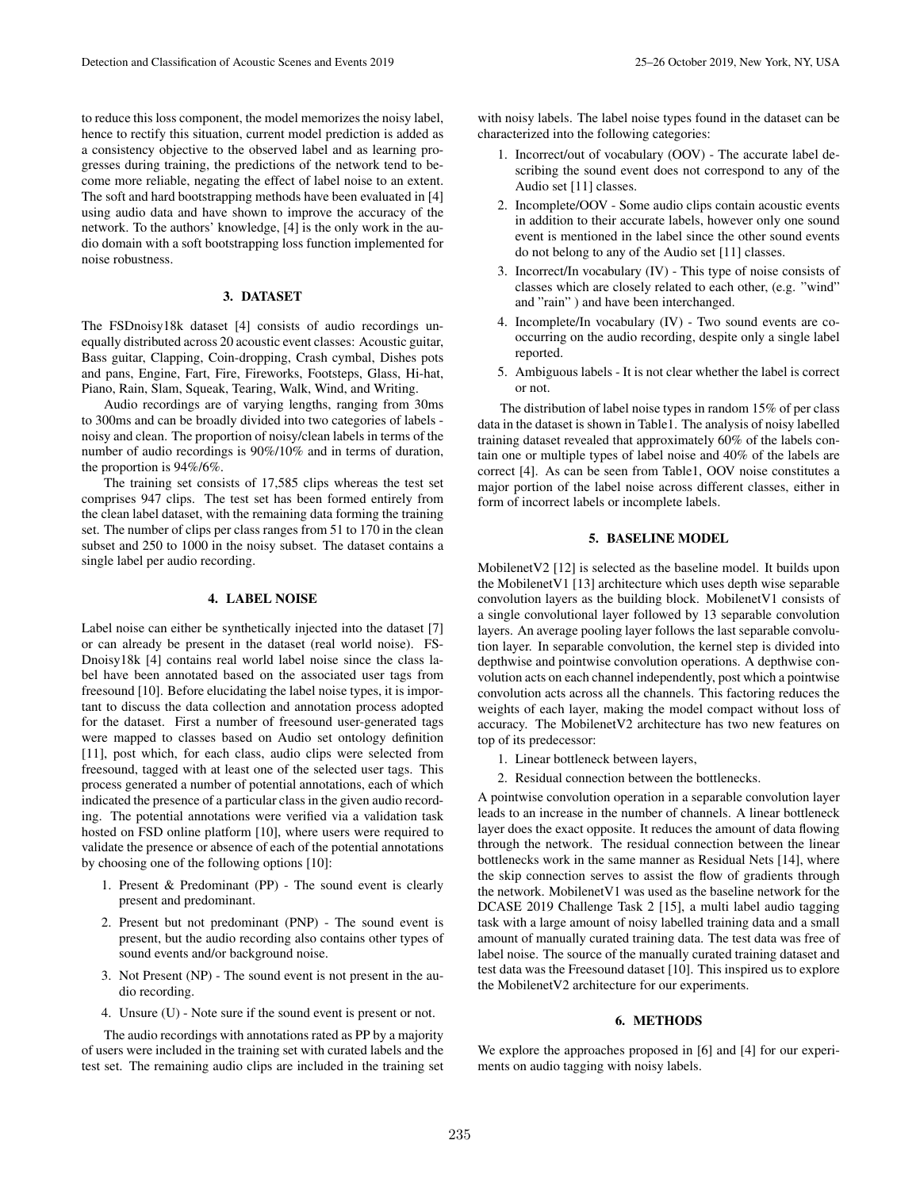to reduce this loss component, the model memorizes the noisy label, hence to rectify this situation, current model prediction is added as a consistency objective to the observed label and as learning progresses during training, the predictions of the network tend to become more reliable, negating the effect of label noise to an extent. The soft and hard bootstrapping methods have been evaluated in [4] using audio data and have shown to improve the accuracy of the network. To the authors' knowledge, [4] is the only work in the audio domain with a soft bootstrapping loss function implemented for noise robustness.

## 3. DATASET

The FSDnoisy18k dataset [4] consists of audio recordings unequally distributed across 20 acoustic event classes: Acoustic guitar, Bass guitar, Clapping, Coin-dropping, Crash cymbal, Dishes pots and pans, Engine, Fart, Fire, Fireworks, Footsteps, Glass, Hi-hat, Piano, Rain, Slam, Squeak, Tearing, Walk, Wind, and Writing.

Audio recordings are of varying lengths, ranging from 30ms to 300ms and can be broadly divided into two categories of labels - noisy and clean. The proportion of noisy/clean labels in terms of the number of audio recordings is 90%/10% and in terms of duration, the proportion is 94%/6%.

The training set consists of 17,585 clips whereas the test set comprises 947 clips. The test set has been formed entirely from the clean label dataset, with the remaining data forming the training set. The number of clips per class ranges from 51 to 170 in the clean subset and 250 to 1000 in the noisy subset. The dataset contains a single label per audio recording.

## 4. LABEL NOISE

Label noise can either be synthetically injected into the dataset [7] or can already be present in the dataset (real world noise). FSDnoisy18k [4] contains real world label noise since the class label have been annotated based on the associated user tags from freesound [10]. Before elucidating the label noise types, it is important to discuss the data collection and annotation process adopted for the dataset. First a number of freesound user-generated tags were mapped to classes based on Audio set ontology definition [11], post which, for each class, audio clips were selected from freesound, tagged with at least one of the selected user tags. This process generated a number of potential annotations, each of which indicated the presence of a particular class in the given audio recording. The potential annotations were verified via a validation task hosted on FSD online platform [10], where users were required to validate the presence or absence of each of the potential annotations by choosing one of the following options [10]:

1. Present & Predominant (PP) - The sound event is clearly present and predominant.
2. Present but not predominant (PNP) - The sound event is present, but the audio recording also contains other types of sound events and/or background noise.
3. Not Present (NP) - The sound event is not present in the audio recording.
4. Unsure (U) - Note sure if the sound event is present or not.

The audio recordings with annotations rated as PP by a majority of users were included in the training set with curated labels and the test set. The remaining audio clips are included in the training set with noisy labels. The label noise types found in the dataset can be characterized into the following categories:

1. Incorrect/out of vocabulary (OOV) - The accurate label describing the sound event does not correspond to any of the Audio set [11] classes.
2. Incomplete/OOV - Some audio clips contain acoustic events in addition to their accurate labels, however only one sound event is mentioned in the label since the other sound events do not belong to any of the Audio set [11] classes.
3. Incorrect/In vocabulary (IV) - This type of noise consists of classes which are closely related to each other, (e.g. "wind" and "rain" ) and have been interchanged.
4. Incomplete/In vocabulary (IV) - Two sound events are cooccurring on the audio recording, despite only a single label reported.
5. Ambiguous labels - It is not clear whether the label is correct or not.

The distribution of label noise types in random 15% of per class data in the dataset is shown in Table1. The analysis of noisy labelled training dataset revealed that approximately 60% of the labels contain one or multiple types of label noise and 40% of the labels are correct [4]. As can be seen from Table1, OOV noise constitutes a major portion of the label noise across different classes, either in form of incorrect labels or incomplete labels.

## 5. BASELINE MODEL

MobilenetV2 [12] is selected as the baseline model. It builds upon the MobilenetV1 [13] architecture which uses depth wise separable convolution layers as the building block. MobilenetV1 consists of a single convolutional layer followed by 13 separable convolution layers. An average pooling layer follows the last separable convolution layer. In separable convolution, the kernel step is divided into depthwise and pointwise convolution operations. A depthwise convolution acts on each channel independently, post which a pointwise convolution acts across all the channels. This factoring reduces the weights of each layer, making the model compact without loss of accuracy. The MobilenetV2 architecture has two new features on top of its predecessor:

1. Linear bottleneck between layers,
2. Residual connection between the bottlenecks.

A pointwise convolution operation in a separable convolution layer leads to an increase in the number of channels. A linear bottleneck layer does the exact opposite. It reduces the amount of data flowing through the network. The residual connection between the linear bottlenecks work in the same manner as Residual Nets [14], where the skip connection serves to assist the flow of gradients through the network. MobilenetV1 was used as the baseline network for the DCASE 2019 Challenge Task 2 [15], a multi label audio tagging task with a large amount of noisy labelled training data and a small amount of manually curated training data. The test data was free of label noise. The source of the manually curated training dataset and test data was the Freesound dataset [10]. This inspired us to explore the MobilenetV2 architecture for our experiments.

## 6. METHODS

We explore the approaches proposed in [6] and [4] for our experiments on audio tagging with noisy labels.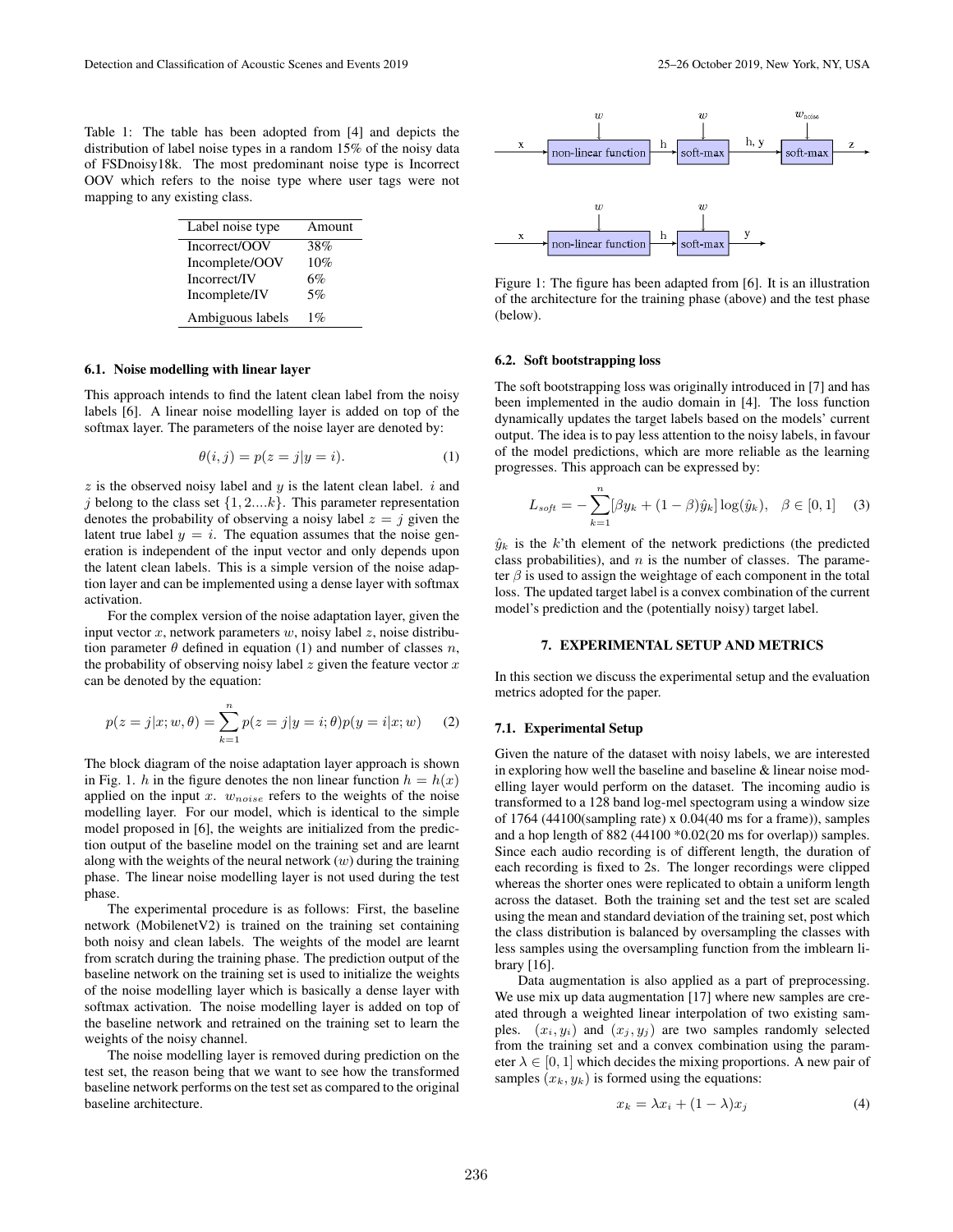Table 1: The table has been adopted from [4] and depicts the distribution of label noise types in a random 15% of the noisy data of FSDnoisy18k. The most predominant noise type is Incorrect OOV which refers to the noise type where user tags were not mapping to any existing class.

| Label noise type | Amount |
|---|---|
| Incorrect/OOV | 38% |
| Incomplete/OOV | 10% |
| Incorrect/IV | 6% |
| Incomplete/IV | 5% |
| Ambiguous labels | 1% |

### 6.1. Noise modelling with linear layer

This approach intends to find the latent clean label from the noisy labels [6]. A linear noise modelling layer is added on top of the softmax layer. The parameters of the noise layer are denoted by:

$$\theta(i, j) = p(z = j|y = i). \tag{1}$$

$z$ is the observed noisy label and $y$ is the latent clean label. $i$ and $j$ belong to the class set $\{1, 2....k\}$. This parameter representation denotes the probability of observing a noisy label $z = j$ given the latent true label $y = i$. The equation assumes that the noise generation is independent of the input vector and only depends upon the latent clean labels. This is a simple version of the noise adaption layer and can be implemented using a dense layer with softmax activation.

For the complex version of the noise adaptation layer, given the input vector $x$, network parameters $w$, noisy label $z$, noise distribution parameter $\theta$ defined in equation (1) and number of classes $n$, the probability of observing noisy label $z$ given the feature vector $x$ can be denoted by the equation:

$$p(z = j|x; w, \theta) = \sum_{k=1}^{n} p(z = j|y = i; \theta)p(y = i|x; w) \tag{2}$$

The block diagram of the noise adaptation layer approach is shown in Fig. 1. $h$ in the figure denotes the non linear function $h = h(x)$ applied on the input $x$. $w_{noise}$ refers to the weights of the noise modelling layer. For our model, which is identical to the simple model proposed in [6], the weights are initialized from the prediction output of the baseline model on the training set and are learnt along with the weights of the neural network ($w$) during the training phase. The linear noise modelling layer is not used during the test phase.

The experimental procedure is as follows: First, the baseline network (MobilenetV2) is trained on the training set containing both noisy and clean labels. The weights of the model are learnt from scratch during the training phase. The prediction output of the baseline network on the training set is used to initialize the weights of the noise modelling layer which is basically a dense layer with softmax activation. The noise modelling layer is added on top of the baseline network and retrained on the training set to learn the weights of the noisy channel.

The noise modelling layer is removed during prediction on the test set, the reason being that we want to see how the transformed baseline network performs on the test set as compared to the original baseline architecture.

Figure 1: The figure has been adapted from [6]. It is an illustration of the architecture for the training phase (above) and the test phase (below).

### 6.2. Soft bootstrapping loss

The soft bootstrapping loss was originally introduced in [7] and has been implemented in the audio domain in [4]. The loss function dynamically updates the target labels based on the models' current output. The idea is to pay less attention to the noisy labels, in favour of the model predictions, which are more reliable as the learning progresses. This approach can be expressed by:

$$L_{soft} = -\sum_{k=1}^{n} [\beta y_k + (1 - \beta)\hat{y}_k] \log(\hat{y}_k), \quad \beta \in [0, 1] \tag{3}$$

$\hat{y}_k$ is the $k$'th element of the network predictions (the predicted class probabilities), and $n$ is the number of classes. The parameter $\beta$ is used to assign the weightage of each component in the total loss. The updated target label is a convex combination of the current model's prediction and the (potentially noisy) target label.

## 7. EXPERIMENTAL SETUP AND METRICS

In this section we discuss the experimental setup and the evaluation metrics adopted for the paper.

### 7.1. Experimental Setup

Given the nature of the dataset with noisy labels, we are interested in exploring how well the baseline and baseline & linear noise modelling layer would perform on the dataset. The incoming audio is transformed to a 128 band log-mel spectogram using a window size of 1764 (44100(sampling rate) x 0.04(40 ms for a frame)), samples and a hop length of 882 (44100 *0.02(20 ms for overlap)) samples. Since each audio recording is of different length, the duration of each recording is fixed to 2s. The longer recordings were clipped whereas the shorter ones were replicated to obtain a uniform length across the dataset. Both the training set and the test set are scaled using the mean and standard deviation of the training set, post which the class distribution is balanced by oversampling the classes with less samples using the oversampling function from the imblearn library [16].

Data augmentation is also applied as a part of preprocessing. We use mix up data augmentation [17] where new samples are created through a weighted linear interpolation of two existing samples. $(x_i, y_i)$ and $(x_j, y_j)$ are two samples randomly selected from the training set and a convex combination using the parameter $\lambda \in [0, 1]$ which decides the mixing proportions. A new pair of samples $(x_k, y_k)$ is formed using the equations:

$$x_k = \lambda x_i + (1 - \lambda)x_j \tag{4}$$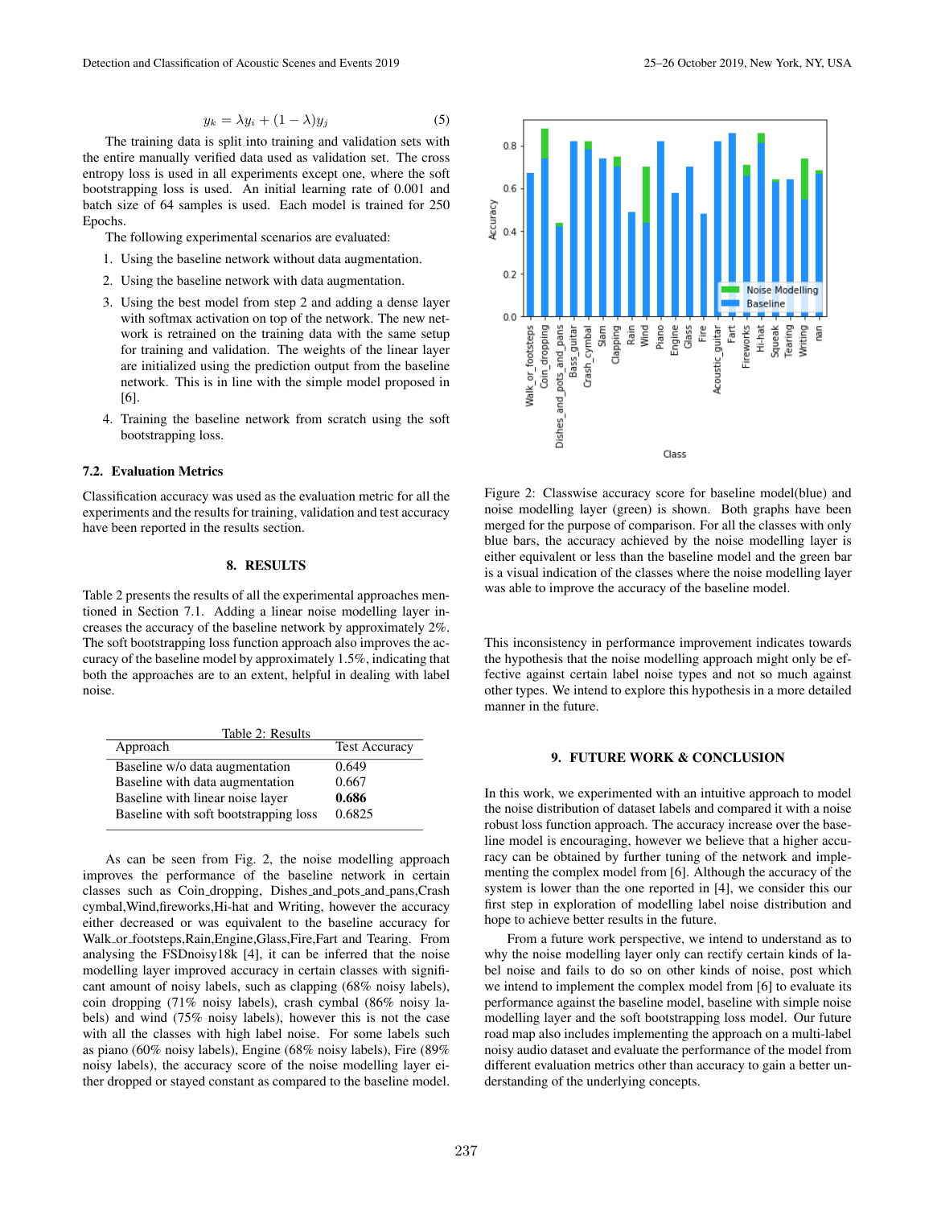$$y_k = \lambda y_i + (1 - \lambda) y_j \tag{5}$$

The training data is split into training and validation sets with the entire manually verified data used as validation set. The cross entropy loss is used in all experiments except one, where the soft bootstrapping loss is used. An initial learning rate of 0.001 and batch size of 64 samples is used. Each model is trained for 250 Epochs.

The following experimental scenarios are evaluated:

1. Using the baseline network without data augmentation.
2. Using the baseline network with data augmentation.
3. Using the best model from step 2 and adding a dense layer with softmax activation on top of the network. The new network is retrained on the training data with the same setup for training and validation. The weights of the linear layer are initialized using the prediction output from the baseline network. This is in line with the simple model proposed in [6].
4. Training the baseline network from scratch using the soft bootstrapping loss.

### 7.2. Evaluation Metrics

Classification accuracy was used as the evaluation metric for all the experiments and the results for training, validation and test accuracy have been reported in the results section.

## 8. RESULTS

Table 2 presents the results of all the experimental approaches mentioned in Section 7.1. Adding a linear noise modelling layer increases the accuracy of the baseline network by approximately 2%. The soft bootstrapping loss function approach also improves the accuracy of the baseline model by approximately 1.5%, indicating that both the approaches are to an extent, helpful in dealing with label noise.

Table 2: Results

| Approach | Test Accuracy |
|---|---|
| Baseline w/o data augmentation | 0.649 |
| Baseline with data augmentation | 0.667 |
| Baseline with linear noise layer | **0.686** |
| Baseline with soft bootstrapping loss | 0.6825 |

As can be seen from Fig. 2, the noise modelling approach improves the performance of the baseline network in certain classes such as Coin_dropping, Dishes_and_pots_and_pans, Crash cymbal, Wind, fireworks, Hi-hat and Writing, however the accuracy either decreased or was equivalent to the baseline accuracy for Walk_or_footsteps, Rain, Engine, Glass, Fire, Fart and Tearing. From analysing the FSDnoisy18k [4], it can be inferred that the noise modelling layer improved accuracy in certain classes with significant amount of noisy labels, such as clapping (68% noisy labels), coin dropping (71% noisy labels), crash cymbal (86% noisy labels) and wind (75% noisy labels), however this is not the case with all the classes with high label noise. For some labels such as piano (60% noisy labels), Engine (68% noisy labels), Fire (89% noisy labels), the accuracy score of the noise modelling layer either dropped or stayed constant as compared to the baseline model.

Figure 2: Classwise accuracy score for baseline model(blue) and noise modelling layer (green) is shown. Both graphs have been merged for the purpose of comparison. For all the classes with only blue bars, the accuracy achieved by the noise modelling layer is either equivalent or less than the baseline model and the green bar is a visual indication of the classes where the noise modelling layer was able to improve the accuracy of the baseline model.

This inconsistency in performance improvement indicates towards the hypothesis that the noise modelling approach might only be effective against certain label noise types and not so much against other types. We intend to explore this hypothesis in a more detailed manner in the future.

## 9. FUTURE WORK & CONCLUSION

In this work, we experimented with an intuitive approach to model the noise distribution of dataset labels and compared it with a noise robust loss function approach. The accuracy increase over the baseline model is encouraging, however we believe that a higher accuracy can be obtained by further tuning of the network and implementing the complex model from [6]. Although the accuracy of the system is lower than the one reported in [4], we consider this our first step in exploration of modelling label noise distribution and hope to achieve better results in the future.

From a future work perspective, we intend to understand as to why the noise modelling layer only can rectify certain kinds of label noise and fails to do so on other kinds of noise, post which we intend to implement the complex model from [6] to evaluate its performance against the baseline model, baseline with simple noise modelling layer and the soft bootstrapping loss model. Our future road map also includes implementing the approach on a multi-label noisy audio dataset and evaluate the performance of the model from different evaluation metrics other than accuracy to gain a better understanding of the underlying concepts.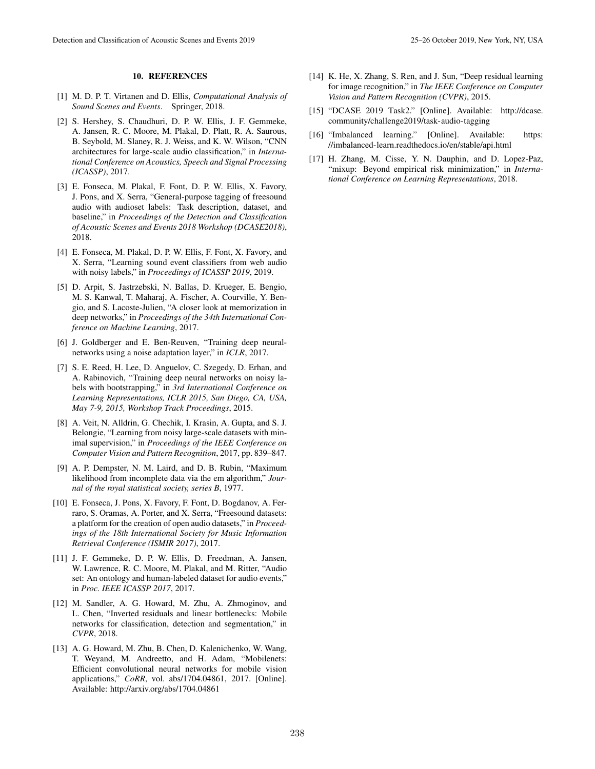## 10. REFERENCES

[1] M. D. P. T. Virtanen and D. Ellis, *Computational Analysis of Sound Scenes and Events*. Springer, 2018.

[2] S. Hershey, S. Chaudhuri, D. P. W. Ellis, J. F. Gemmeke, A. Jansen, R. C. Moore, M. Plakal, D. Platt, R. A. Saurous, B. Seybold, M. Slaney, R. J. Weiss, and K. W. Wilson, "CNN architectures for large-scale audio classification," in *International Conference on Acoustics, Speech and Signal Processing (ICASSP)*, 2017.

[3] E. Fonseca, M. Plakal, F. Font, D. P. W. Ellis, X. Favory, J. Pons, and X. Serra, "General-purpose tagging of freesound audio with audioset labels: Task description, dataset, and baseline," in *Proceedings of the Detection and Classification of Acoustic Scenes and Events 2018 Workshop (DCASE2018)*, 2018.

[4] E. Fonseca, M. Plakal, D. P. W. Ellis, F. Font, X. Favory, and X. Serra, "Learning sound event classifiers from web audio with noisy labels," in *Proceedings of ICASSP 2019*, 2019.

[5] D. Arpit, S. Jastrzebski, N. Ballas, D. Krueger, E. Bengio, M. S. Kanwal, T. Maharaj, A. Fischer, A. Courville, Y. Bengio, and S. Lacoste-Julien, "A closer look at memorization in deep networks," in *Proceedings of the 34th International Conference on Machine Learning*, 2017.

[6] J. Goldberger and E. Ben-Reuven, "Training deep neural-networks using a noise adaptation layer," in *ICLR*, 2017.

[7] S. E. Reed, H. Lee, D. Anguelov, C. Szegedy, D. Erhan, and A. Rabinovich, "Training deep neural networks on noisy labels with bootstrapping," in *3rd International Conference on Learning Representations, ICLR 2015, San Diego, CA, USA, May 7-9, 2015, Workshop Track Proceedings*, 2015.

[8] A. Veit, N. Alldrin, G. Chechik, I. Krasin, A. Gupta, and S. J. Belongie, "Learning from noisy large-scale datasets with minimal supervision," in *Proceedings of the IEEE Conference on Computer Vision and Pattern Recognition*, 2017, pp. 839–847.

[9] A. P. Dempster, N. M. Laird, and D. B. Rubin, "Maximum likelihood from incomplete data via the em algorithm," *Journal of the royal statistical society, series B*, 1977.

[10] E. Fonseca, J. Pons, X. Favory, F. Font, D. Bogdanov, A. Ferraro, S. Oramas, A. Porter, and X. Serra, "Freesound datasets: a platform for the creation of open audio datasets," in *Proceedings of the 18th International Society for Music Information Retrieval Conference (ISMIR 2017)*, 2017.

[11] J. F. Gemmeke, D. P. W. Ellis, D. Freedman, A. Jansen, W. Lawrence, R. C. Moore, M. Plakal, and M. Ritter, "Audio set: An ontology and human-labeled dataset for audio events," in *Proc. IEEE ICASSP 2017*, 2017.

[12] M. Sandler, A. G. Howard, M. Zhu, A. Zhmoginov, and L. Chen, "Inverted residuals and linear bottlenecks: Mobile networks for classification, detection and segmentation," in *CVPR*, 2018.

[13] A. G. Howard, M. Zhu, B. Chen, D. Kalenichenko, W. Wang, T. Weyand, M. Andreetto, and H. Adam, "Mobilenets: Efficient convolutional neural networks for mobile vision applications," *CoRR*, vol. abs/1704.04861, 2017. [Online]. Available: http://arxiv.org/abs/1704.04861

[14] K. He, X. Zhang, S. Ren, and J. Sun, "Deep residual learning for image recognition," in *The IEEE Conference on Computer Vision and Pattern Recognition (CVPR)*, 2015.

[15] "DCASE 2019 Task2." [Online]. Available: http://dcase.community/challenge2019/task-audio-tagging

[16] "Imbalanced learning." [Online]. Available: https://imbalanced-learn.readthedocs.io/en/stable/api.html

[17] H. Zhang, M. Cisse, Y. N. Dauphin, and D. Lopez-Paz, "mixup: Beyond empirical risk minimization," in *International Conference on Learning Representations*, 2018.